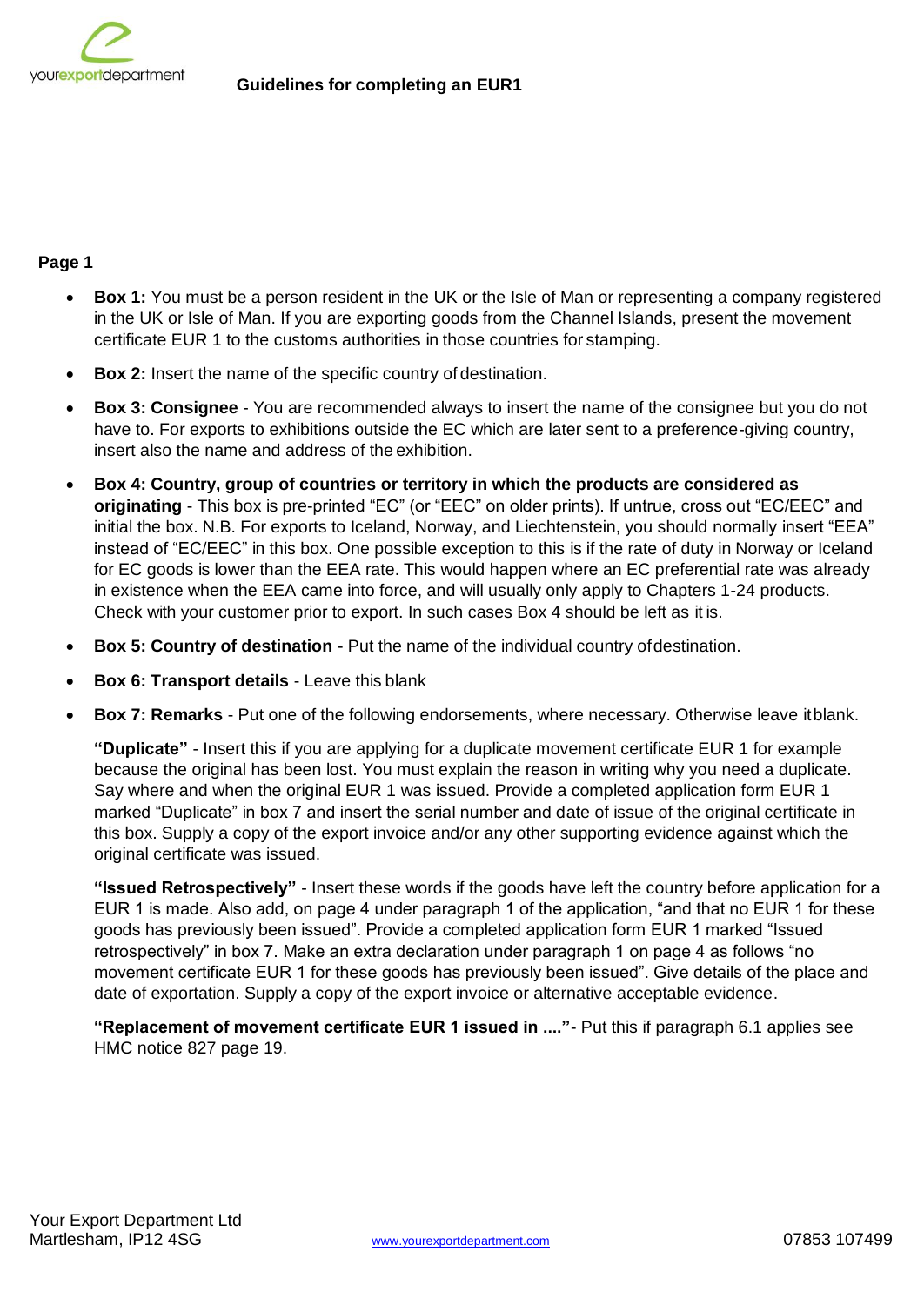# Guidelines for completing an EUR1

## Page 1

- **Box 1:** You must be a person resident in the UK or the Isle of Man or representing a company registered in the UK or Isle of Man. If you are exporting goods from the Channel Islands, present the movement certificate EUR 1 to the customs authorities in those countries for stamping.
- **Box 2:** Insert the name of the specific country of destination.
- **Box 3: Consignee** - You are recommended always to insert the name of the consignee but you do not have to. For exports to exhibitions outside the EC which are later sent to a preference-giving country, insert also the name and address of the exhibition.
- **Box 4: Country, group of countries or territory in which the products are considered as originating** - This box is pre-printed "EC" (or "EEC" on older prints). If untrue, cross out "EC/EEC" and initial the box. N.B. For exports to Iceland, Norway, and Liechtenstein, you should normally insert "EEA" instead of "EC/EEC" in this box. One possible exception to this is if the rate of duty in Norway or Iceland for EC goods is lower than the EEA rate. This would happen where an EC preferential rate was already in existence when the EEA came into force, and will usually only apply to Chapters 1-24 products. Check with your customer prior to export. In such cases Box 4 should be left as it is.
- **Box 5: Country of destination** - Put the name of the individual country of destination.
- **Box 6: Transport details** - Leave this blank
- **Box 7: Remarks** - Put one of the following endorsements, where necessary. Otherwise leave it blank.

  **"Duplicate"** - Insert this if you are applying for a duplicate movement certificate EUR 1 for example because the original has been lost. You must explain the reason in writing why you need a duplicate. Say where and when the original EUR 1 was issued. Provide a completed application form EUR 1 marked "Duplicate" in box 7 and insert the serial number and date of issue of the original certificate in this box. Supply a copy of the export invoice and/or any other supporting evidence against which the original certificate was issued.

  **"Issued Retrospectively"** - Insert these words if the goods have left the country before application for a EUR 1 is made. Also add, on page 4 under paragraph 1 of the application, "and that no EUR 1 for these goods has previously been issued". Provide a completed application form EUR 1 marked "Issued retrospectively" in box 7. Make an extra declaration under paragraph 1 on page 4 as follows "no movement certificate EUR 1 for these goods has previously been issued". Give details of the place and date of exportation. Supply a copy of the export invoice or alternative acceptable evidence.

  **"Replacement of movement certificate EUR 1 issued in ...."** - Put this if paragraph 6.1 applies see HMC notice 827 page 19.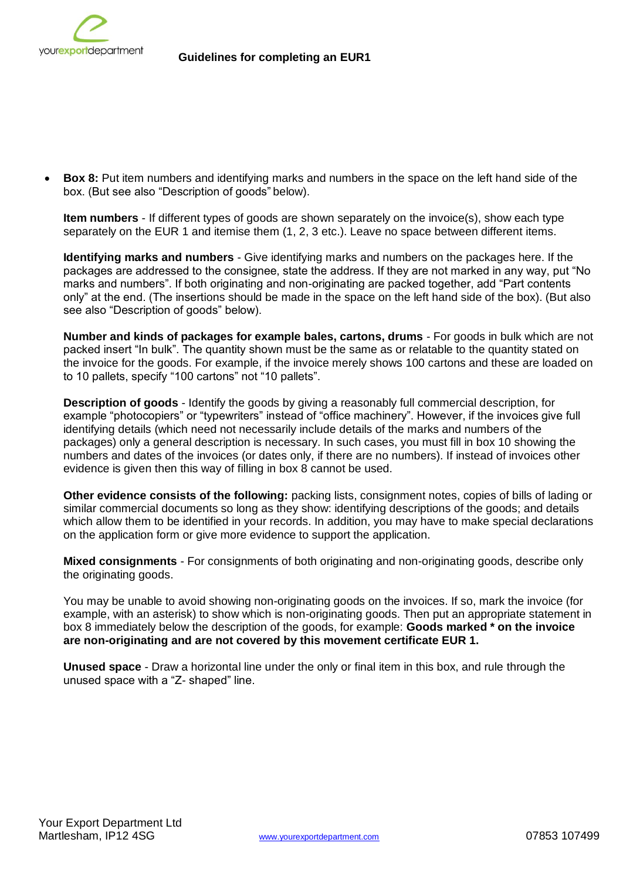- **Box 8:** Put item numbers and identifying marks and numbers in the space on the left hand side of the box. (But see also "Description of goods" below).

  **Item numbers** - If different types of goods are shown separately on the invoice(s), show each type separately on the EUR 1 and itemise them (1, 2, 3 etc.). Leave no space between different items.

  **Identifying marks and numbers** - Give identifying marks and numbers on the packages here. If the packages are addressed to the consignee, state the address. If they are not marked in any way, put "No marks and numbers". If both originating and non-originating are packed together, add "Part contents only" at the end. (The insertions should be made in the space on the left hand side of the box). (But also see also "Description of goods" below).

  **Number and kinds of packages for example bales, cartons, drums** - For goods in bulk which are not packed insert "In bulk". The quantity shown must be the same as or relatable to the quantity stated on the invoice for the goods. For example, if the invoice merely shows 100 cartons and these are loaded on to 10 pallets, specify "100 cartons" not "10 pallets".

  **Description of goods** - Identify the goods by giving a reasonably full commercial description, for example "photocopiers" or "typewriters" instead of "office machinery". However, if the invoices give full identifying details (which need not necessarily include details of the marks and numbers of the packages) only a general description is necessary. In such cases, you must fill in box 10 showing the numbers and dates of the invoices (or dates only, if there are no numbers). If instead of invoices other evidence is given then this way of filling in box 8 cannot be used.

  **Other evidence consists of the following:** packing lists, consignment notes, copies of bills of lading or similar commercial documents so long as they show: identifying descriptions of the goods; and details which allow them to be identified in your records. In addition, you may have to make special declarations on the application form or give more evidence to support the application.

  **Mixed consignments** - For consignments of both originating and non-originating goods, describe only the originating goods.

  You may be unable to avoid showing non-originating goods on the invoices. If so, mark the invoice (for example, with an asterisk) to show which is non-originating goods. Then put an appropriate statement in box 8 immediately below the description of the goods, for example: **Goods marked * on the invoice are non-originating and are not covered by this movement certificate EUR 1.**

  **Unused space** - Draw a horizontal line under the only or final item in this box, and rule through the unused space with a "Z- shaped" line.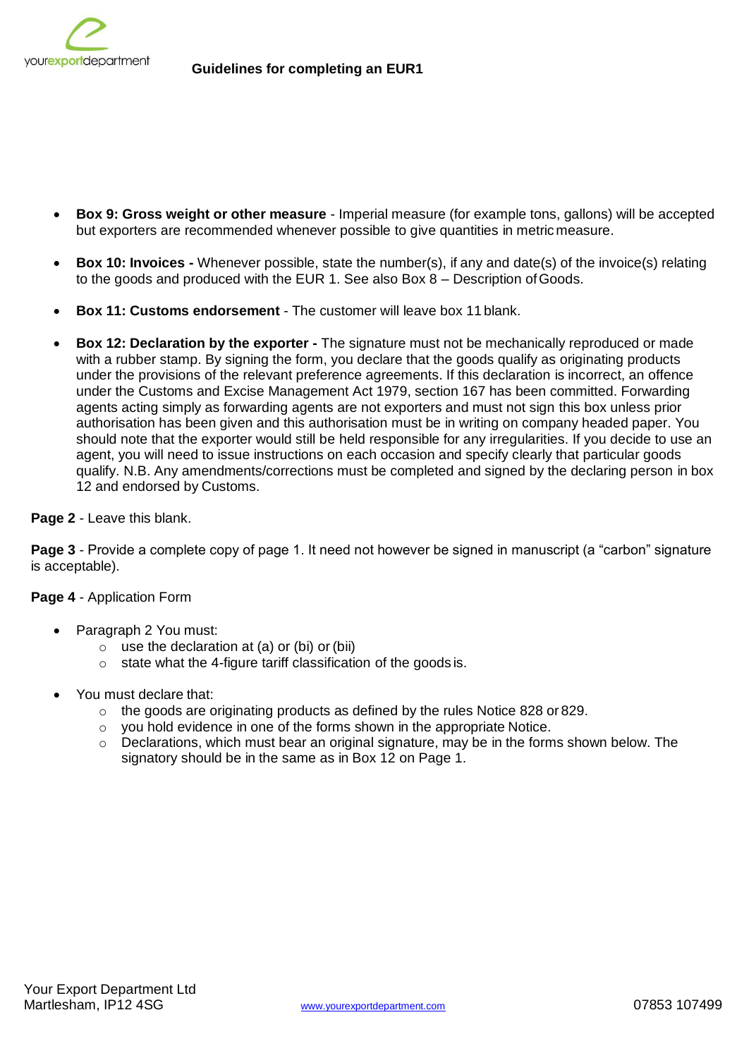- **Box 9: Gross weight or other measure** - Imperial measure (for example tons, gallons) will be accepted but exporters are recommended whenever possible to give quantities in metric measure.

- **Box 10: Invoices -** Whenever possible, state the number(s), if any and date(s) of the invoice(s) relating to the goods and produced with the EUR 1. See also Box 8 – Description of Goods.

- **Box 11: Customs endorsement** - The customer will leave box 11 blank.

- **Box 12: Declaration by the exporter -** The signature must not be mechanically reproduced or made with a rubber stamp. By signing the form, you declare that the goods qualify as originating products under the provisions of the relevant preference agreements. If this declaration is incorrect, an offence under the Customs and Excise Management Act 1979, section 167 has been committed. Forwarding agents acting simply as forwarding agents are not exporters and must not sign this box unless prior authorisation has been given and this authorisation must be in writing on company headed paper. You should note that the exporter would still be held responsible for any irregularities. If you decide to use an agent, you will need to issue instructions on each occasion and specify clearly that particular goods qualify. N.B. Any amendments/corrections must be completed and signed by the declaring person in box 12 and endorsed by Customs.

**Page 2** - Leave this blank.

**Page 3** - Provide a complete copy of page 1. It need not however be signed in manuscript (a "carbon" signature is acceptable).

**Page 4** - Application Form

- Paragraph 2 You must:
  - use the declaration at (a) or (bi) or (bii)
  - state what the 4-figure tariff classification of the goods is.

- You must declare that:
  - the goods are originating products as defined by the rules Notice 828 or 829.
  - you hold evidence in one of the forms shown in the appropriate Notice.
  - Declarations, which must bear an original signature, may be in the forms shown below. The signatory should be in the same as in Box 12 on Page 1.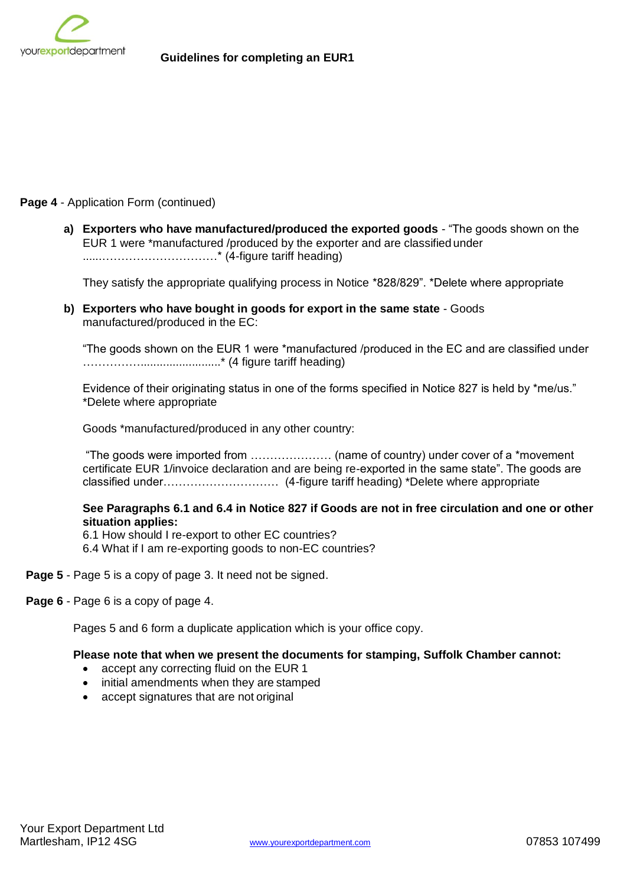**Page 4** - Application Form (continued)

a) **Exporters who have manufactured/produced the exported goods** - "The goods shown on the EUR 1 were *manufactured /produced by the exporter and are classified under ......…………………………* (4-figure tariff heading)

   They satisfy the appropriate qualifying process in Notice *828/829". *Delete where appropriate

b) **Exporters who have bought in goods for export in the same state** - Goods manufactured/produced in the EC:

   "The goods shown on the EUR 1 were *manufactured /produced in the EC and are classified under ……………........................* (4 figure tariff heading)

   Evidence of their originating status in one of the forms specified in Notice 827 is held by *me/us." *Delete where appropriate

   Goods *manufactured/produced in any other country:

   "The goods were imported from ………………… (name of country) under cover of a *movement certificate EUR 1/invoice declaration and are being re-exported in the same state". The goods are classified under………………………… (4-figure tariff heading) *Delete where appropriate

   **See Paragraphs 6.1 and 6.4 in Notice 827 if Goods are not in free circulation and one or other situation applies:**
   6.1 How should I re-export to other EC countries?
   6.4 What if I am re-exporting goods to non-EC countries?

**Page 5** - Page 5 is a copy of page 3. It need not be signed.

**Page 6** - Page 6 is a copy of page 4.

Pages 5 and 6 form a duplicate application which is your office copy.

**Please note that when we present the documents for stamping, Suffolk Chamber cannot:**

- accept any correcting fluid on the EUR 1
- initial amendments when they are stamped
- accept signatures that are not original

Your Export Department Ltd
Martlesham, IP12 4SG
www.yourexportdepartment.com
07853 107499